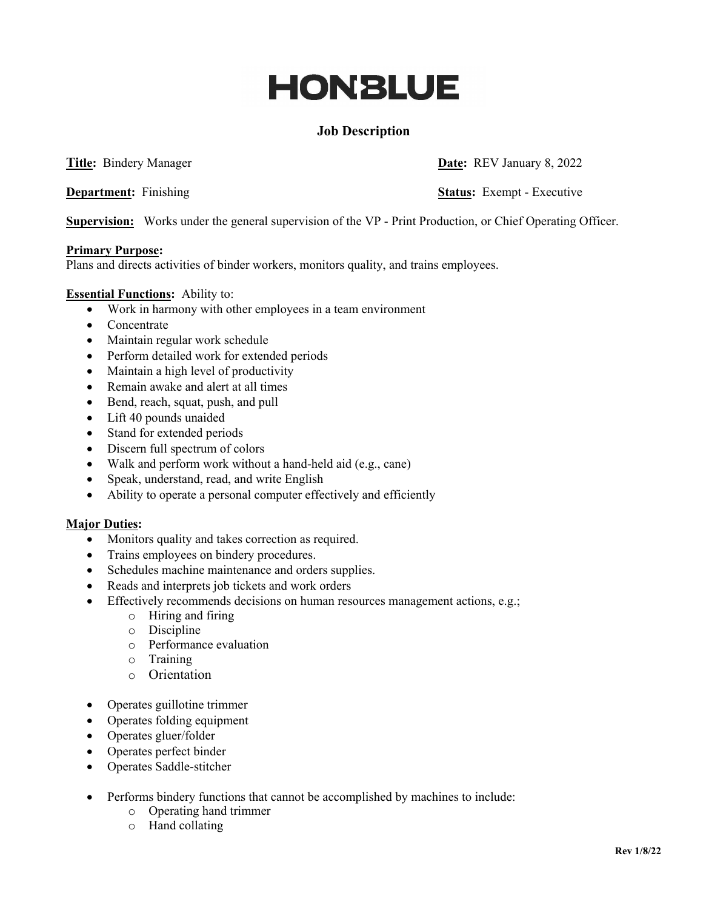# HONBLUE

## Job Description

**Title:** Bindery Manager **Date:** REV January 8, 2022

**Department:** Finishing **Status:** Exempt - Executive

**Supervision:** Works under the general supervision of the VP - Print Production, or Chief Operating Officer.

**Primary Purpose:**
Plans and directs activities of binder workers, monitors quality, and trains employees.

**Essential Functions:** Ability to:

- Work in harmony with other employees in a team environment
- Concentrate
- Maintain regular work schedule
- Perform detailed work for extended periods
- Maintain a high level of productivity
- Remain awake and alert at all times
- Bend, reach, squat, push, and pull
- Lift 40 pounds unaided
- Stand for extended periods
- Discern full spectrum of colors
- Walk and perform work without a hand-held aid (e.g., cane)
- Speak, understand, read, and write English
- Ability to operate a personal computer effectively and efficiently

**Major Duties:**

- Monitors quality and takes correction as required.
- Trains employees on bindery procedures.
- Schedules machine maintenance and orders supplies.
- Reads and interprets job tickets and work orders
- Effectively recommends decisions on human resources management actions, e.g.;
  - Hiring and firing
  - Discipline
  - Performance evaluation
  - Training
  - Orientation

- Operates guillotine trimmer
- Operates folding equipment
- Operates gluer/folder
- Operates perfect binder
- Operates Saddle-stitcher

- Performs bindery functions that cannot be accomplished by machines to include:
  - Operating hand trimmer
  - Hand collating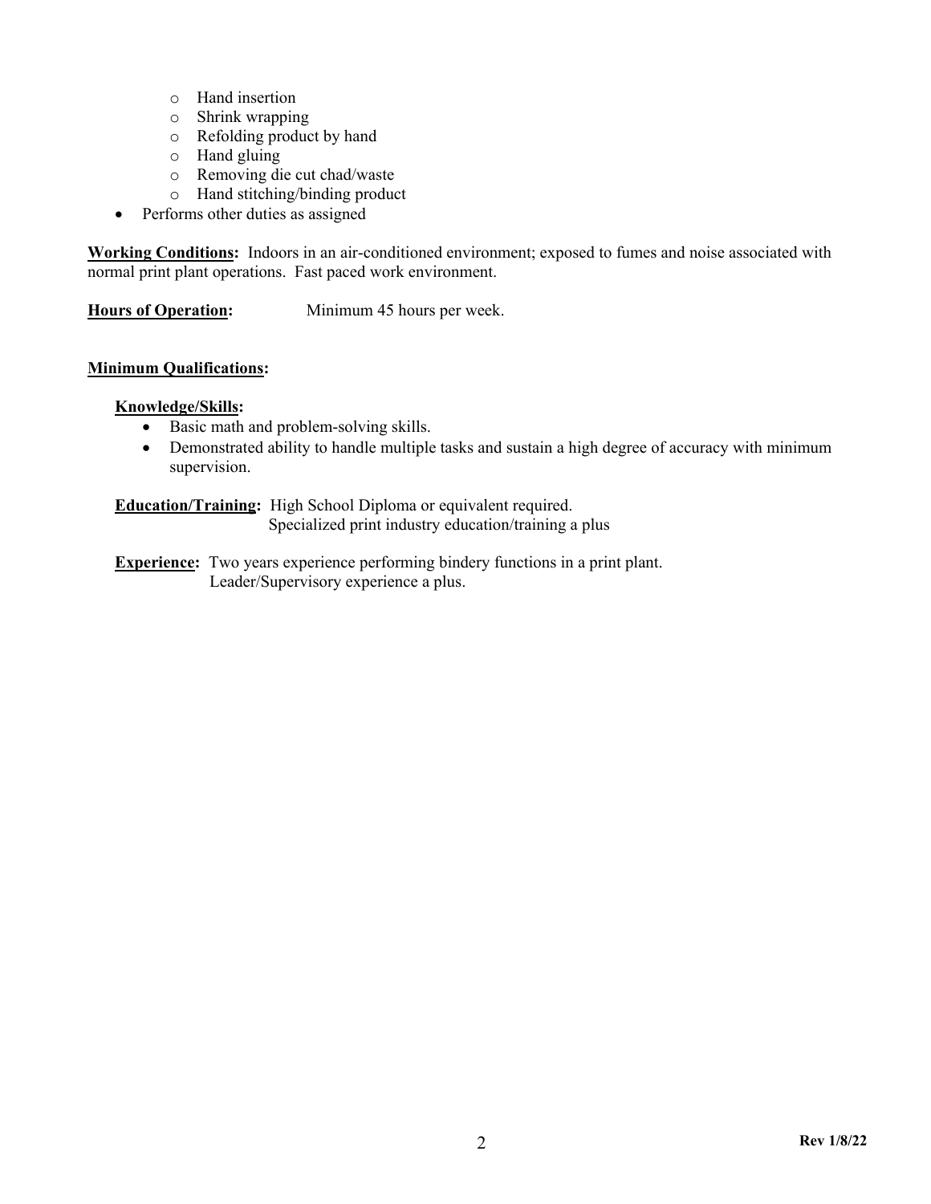- Hand insertion
  - Shrink wrapping
  - Refolding product by hand
  - Hand gluing
  - Removing die cut chad/waste
  - Hand stitching/binding product
- Performs other duties as assigned

**Working Conditions:** Indoors in an air-conditioned environment; exposed to fumes and noise associated with normal print plant operations. Fast paced work environment.

**Hours of Operation:** Minimum 45 hours per week.

**Minimum Qualifications:**

**Knowledge/Skills:**

- Basic math and problem-solving skills.
- Demonstrated ability to handle multiple tasks and sustain a high degree of accuracy with minimum supervision.

**Education/Training:** High School Diploma or equivalent required.
Specialized print industry education/training a plus

**Experience:** Two years experience performing bindery functions in a print plant.
Leader/Supervisory experience a plus.

Rev 1/8/22